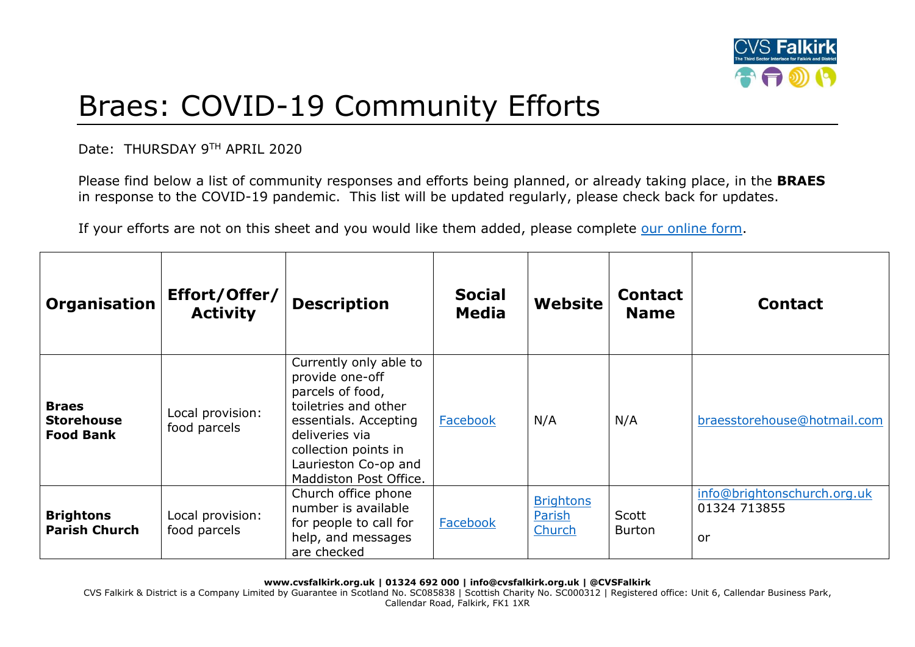# Braes: COVID-19 Community Efforts

Date: THURSDAY 9TH APRIL 2020

Please find below a list of community responses and efforts being planned, or already taking place, in the **BRAES** in response to the COVID-19 pandemic. This list will be updated regularly, please check back for updates.

If your efforts are not on this sheet and you would like them added, please complete our online form.

| Organisation | Effort/Offer/ Activity | Description | Social Media | Website | Contact Name | Contact |
|---|---|---|---|---|---|---|
| **Braes Storehouse Food Bank** | Local provision: food parcels | Currently only able to provide one-off parcels of food, toiletries and other essentials. Accepting deliveries via collection points in Laurieston Co-op and Maddiston Post Office. | Facebook | N/A | N/A | braesstorehouse@hotmail.com |
| **Brightons Parish Church** | Local provision: food parcels | Church office phone number is available for people to call for help, and messages are checked | Facebook | Brightons Parish Church | Scott Burton | info@brightonschurch.org.uk 01324 713855 or |

**www.cvsfalkirk.org.uk | 01324 692 000 | info@cvsfalkirk.org.uk | @CVSFalkirk**

CVS Falkirk & District is a Company Limited by Guarantee in Scotland No. SC085838 | Scottish Charity No. SC000312 | Registered office: Unit 6, Callendar Business Park, Callendar Road, Falkirk, FK1 1XR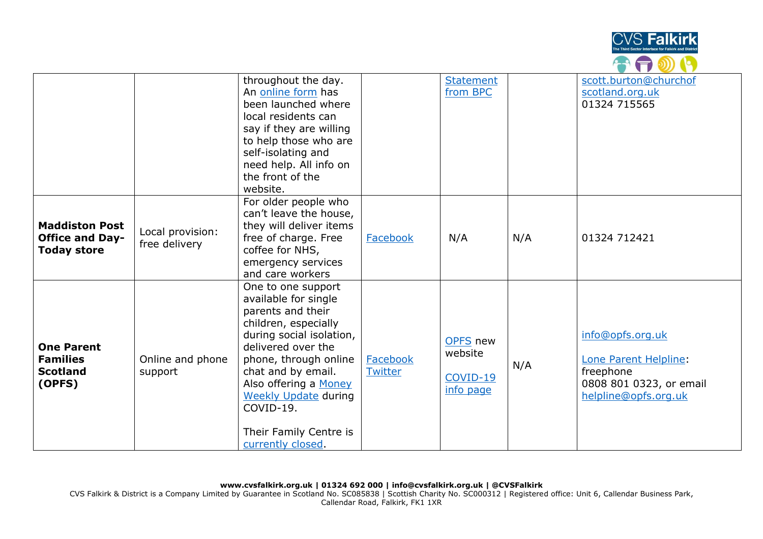| | | | | | | |
|---|---|---|---|---|---|---|
| | | throughout the day. An online form has been launched where local residents can say if they are willing to help those who are self-isolating and need help. All info on the front of the website. | | Statement from BPC | | scott.burton@churchofscotland.org.uk 01324 715565 |
| **Maddiston Post Office and Day-Today store** | Local provision: free delivery | For older people who can't leave the house, they will deliver items free of charge. Free coffee for NHS, emergency services and care workers | Facebook | N/A | N/A | 01324 712421 |
| **One Parent Families Scotland (OPFS)** | Online and phone support | One to one support available for single parents and their children, especially during social isolation, delivered over the phone, through online chat and by email. Also offering a Money Weekly Update during COVID-19. Their Family Centre is currently closed. | Facebook Twitter | OPFS new website COVID-19 info page | N/A | info@opfs.org.uk Lone Parent Helpline: freephone 0808 801 0323, or email helpline@opfs.org.uk |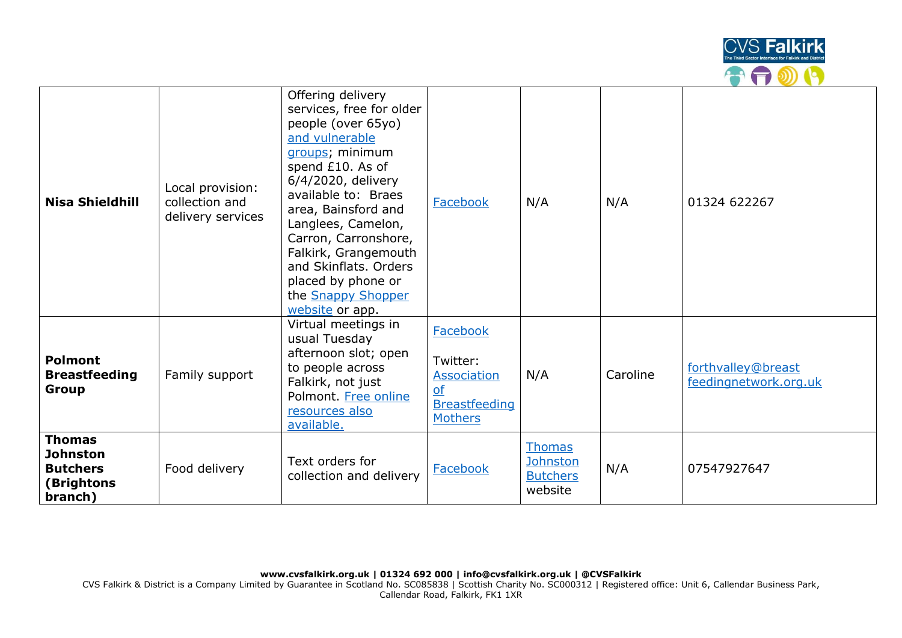| | | | | | | |
|---|---|---|---|---|---|---|
| **Nisa Shieldhill** | Local provision: collection and delivery services | Offering delivery services, free for older people (over 65yo) and vulnerable groups; minimum spend £10. As of 6/4/2020, delivery available to: Braes area, Bainsford and Langlees, Camelon, Carron, Carronshore, Falkirk, Grangemouth and Skinflats. Orders placed by phone or the Snappy Shopper website or app. | Facebook | N/A | N/A | 01324 622267 |
| **Polmont Breastfeeding Group** | Family support | Virtual meetings in usual Tuesday afternoon slot; open to people across Falkirk, not just Polmont. Free online resources also available. | Facebook<br><br>Twitter: Association of Breastfeeding Mothers | N/A | Caroline | forthvalley@breastfeedingnetwork.org.uk |
| **Thomas Johnston Butchers (Brightons branch)** | Food delivery | Text orders for collection and delivery | Facebook | Thomas Johnston Butchers website | N/A | 07547927647 |

**www.cvsfalkirk.org.uk | 01324 692 000 | info@cvsfalkirk.org.uk | @CVSFalkirk**

CVS Falkirk & District is a Company Limited by Guarantee in Scotland No. SC085838 | Scottish Charity No. SC000312 | Registered office: Unit 6, Callendar Business Park, Callendar Road, Falkirk, FK1 1XR